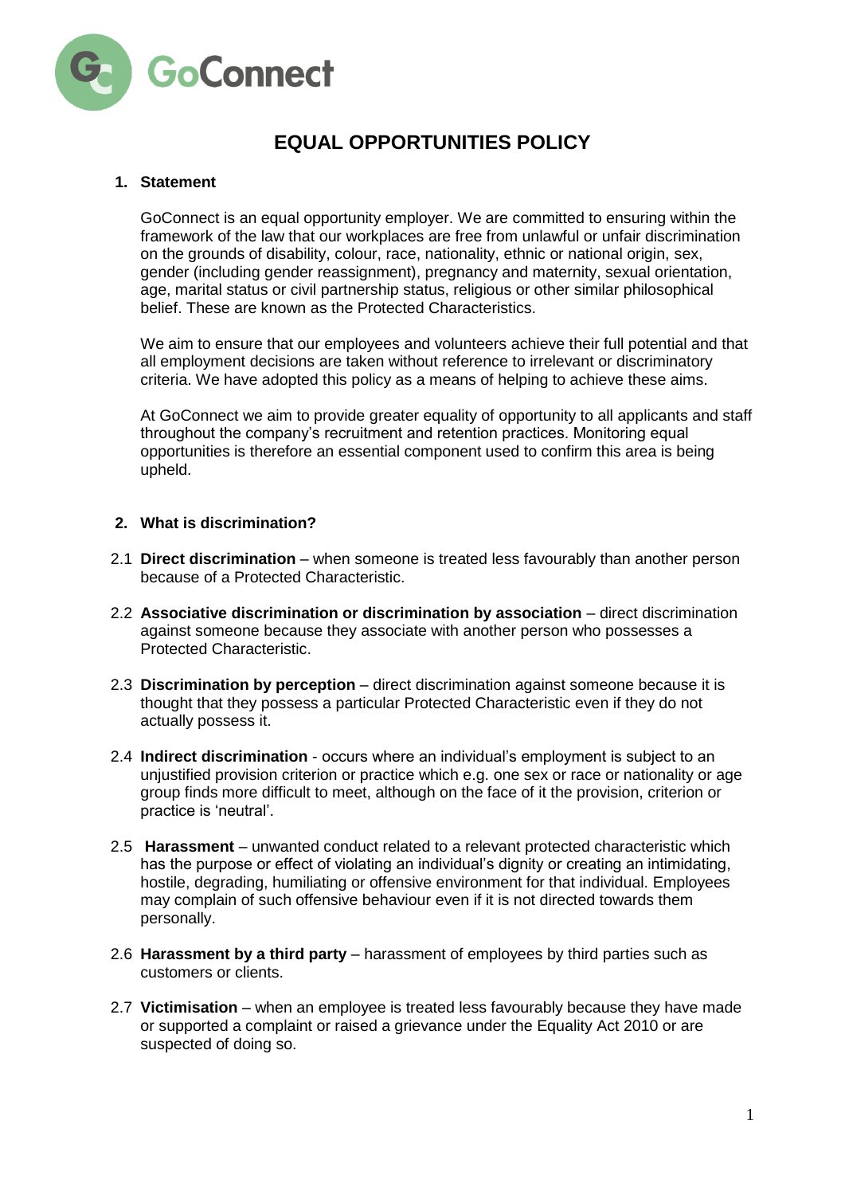GoConnect

# EQUAL OPPORTUNITIES POLICY

## 1. Statement

GoConnect is an equal opportunity employer. We are committed to ensuring within the framework of the law that our workplaces are free from unlawful or unfair discrimination on the grounds of disability, colour, race, nationality, ethnic or national origin, sex, gender (including gender reassignment), pregnancy and maternity, sexual orientation, age, marital status or civil partnership status, religious or other similar philosophical belief. These are known as the Protected Characteristics.

We aim to ensure that our employees and volunteers achieve their full potential and that all employment decisions are taken without reference to irrelevant or discriminatory criteria. We have adopted this policy as a means of helping to achieve these aims.

At GoConnect we aim to provide greater equality of opportunity to all applicants and staff throughout the company's recruitment and retention practices. Monitoring equal opportunities is therefore an essential component used to confirm this area is being upheld.

## 2. What is discrimination?

2.1 **Direct discrimination** – when someone is treated less favourably than another person because of a Protected Characteristic.

2.2 **Associative discrimination or discrimination by association** – direct discrimination against someone because they associate with another person who possesses a Protected Characteristic.

2.3 **Discrimination by perception** – direct discrimination against someone because it is thought that they possess a particular Protected Characteristic even if they do not actually possess it.

2.4 **Indirect discrimination** - occurs where an individual's employment is subject to an unjustified provision criterion or practice which e.g. one sex or race or nationality or age group finds more difficult to meet, although on the face of it the provision, criterion or practice is 'neutral'.

2.5 **Harassment** – unwanted conduct related to a relevant protected characteristic which has the purpose or effect of violating an individual's dignity or creating an intimidating, hostile, degrading, humiliating or offensive environment for that individual. Employees may complain of such offensive behaviour even if it is not directed towards them personally.

2.6 **Harassment by a third party** – harassment of employees by third parties such as customers or clients.

2.7 **Victimisation** – when an employee is treated less favourably because they have made or supported a complaint or raised a grievance under the Equality Act 2010 or are suspected of doing so.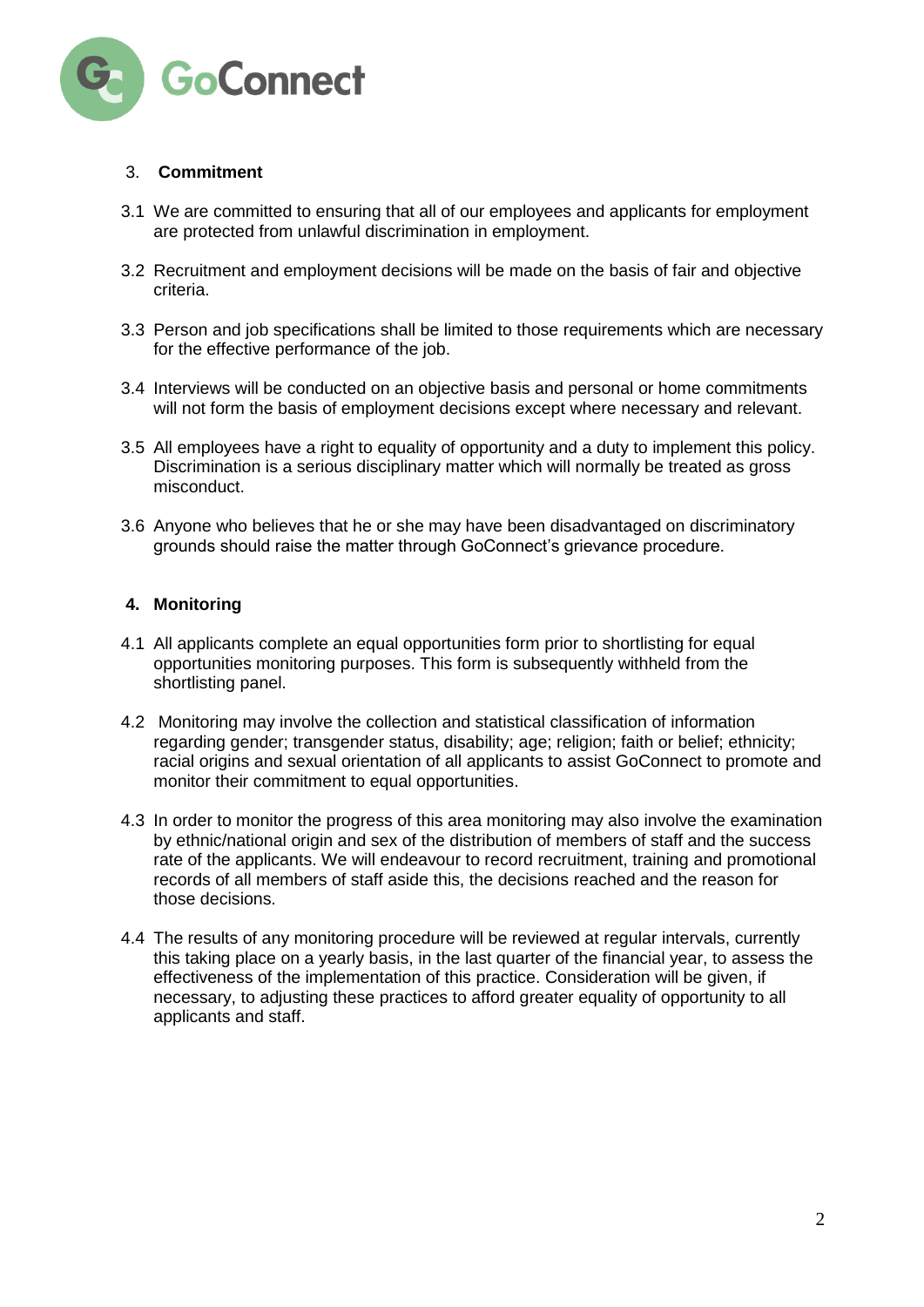## 3. Commitment

3.1 We are committed to ensuring that all of our employees and applicants for employment are protected from unlawful discrimination in employment.

3.2 Recruitment and employment decisions will be made on the basis of fair and objective criteria.

3.3 Person and job specifications shall be limited to those requirements which are necessary for the effective performance of the job.

3.4 Interviews will be conducted on an objective basis and personal or home commitments will not form the basis of employment decisions except where necessary and relevant.

3.5 All employees have a right to equality of opportunity and a duty to implement this policy. Discrimination is a serious disciplinary matter which will normally be treated as gross misconduct.

3.6 Anyone who believes that he or she may have been disadvantaged on discriminatory grounds should raise the matter through GoConnect's grievance procedure.

## 4. Monitoring

4.1 All applicants complete an equal opportunities form prior to shortlisting for equal opportunities monitoring purposes. This form is subsequently withheld from the shortlisting panel.

4.2 Monitoring may involve the collection and statistical classification of information regarding gender; transgender status, disability; age; religion; faith or belief; ethnicity; racial origins and sexual orientation of all applicants to assist GoConnect to promote and monitor their commitment to equal opportunities.

4.3 In order to monitor the progress of this area monitoring may also involve the examination by ethnic/national origin and sex of the distribution of members of staff and the success rate of the applicants. We will endeavour to record recruitment, training and promotional records of all members of staff aside this, the decisions reached and the reason for those decisions.

4.4 The results of any monitoring procedure will be reviewed at regular intervals, currently this taking place on a yearly basis, in the last quarter of the financial year, to assess the effectiveness of the implementation of this practice. Consideration will be given, if necessary, to adjusting these practices to afford greater equality of opportunity to all applicants and staff.